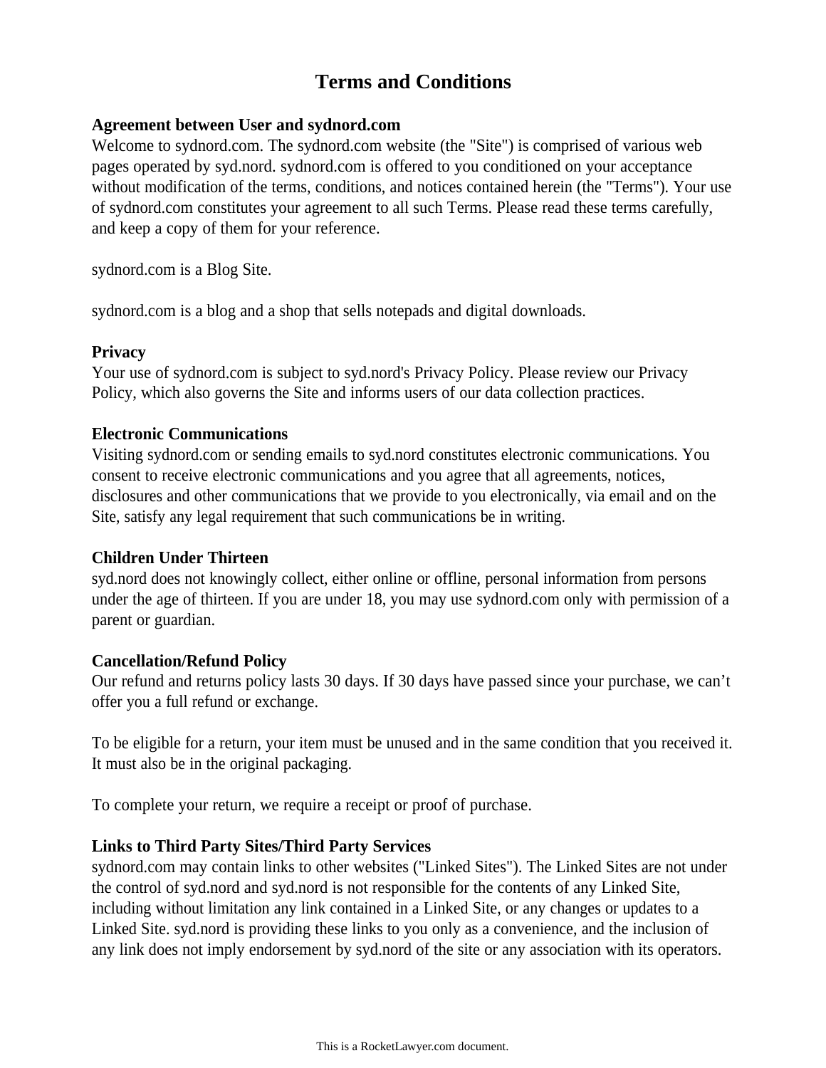# Terms and Conditions

**Agreement between User and sydnord.com**

Welcome to sydnord.com. The sydnord.com website (the "Site") is comprised of various web pages operated by syd.nord. sydnord.com is offered to you conditioned on your acceptance without modification of the terms, conditions, and notices contained herein (the "Terms"). Your use of sydnord.com constitutes your agreement to all such Terms. Please read these terms carefully, and keep a copy of them for your reference.

sydnord.com is a Blog Site.

sydnord.com is a blog and a shop that sells notepads and digital downloads.

**Privacy**

Your use of sydnord.com is subject to syd.nord's Privacy Policy. Please review our Privacy Policy, which also governs the Site and informs users of our data collection practices.

**Electronic Communications**

Visiting sydnord.com or sending emails to syd.nord constitutes electronic communications. You consent to receive electronic communications and you agree that all agreements, notices, disclosures and other communications that we provide to you electronically, via email and on the Site, satisfy any legal requirement that such communications be in writing.

**Children Under Thirteen**

syd.nord does not knowingly collect, either online or offline, personal information from persons under the age of thirteen. If you are under 18, you may use sydnord.com only with permission of a parent or guardian.

**Cancellation/Refund Policy**

Our refund and returns policy lasts 30 days. If 30 days have passed since your purchase, we can’t offer you a full refund or exchange.

To be eligible for a return, your item must be unused and in the same condition that you received it. It must also be in the original packaging.

To complete your return, we require a receipt or proof of purchase.

**Links to Third Party Sites/Third Party Services**

sydnord.com may contain links to other websites ("Linked Sites"). The Linked Sites are not under the control of syd.nord and syd.nord is not responsible for the contents of any Linked Site, including without limitation any link contained in a Linked Site, or any changes or updates to a Linked Site. syd.nord is providing these links to you only as a convenience, and the inclusion of any link does not imply endorsement by syd.nord of the site or any association with its operators.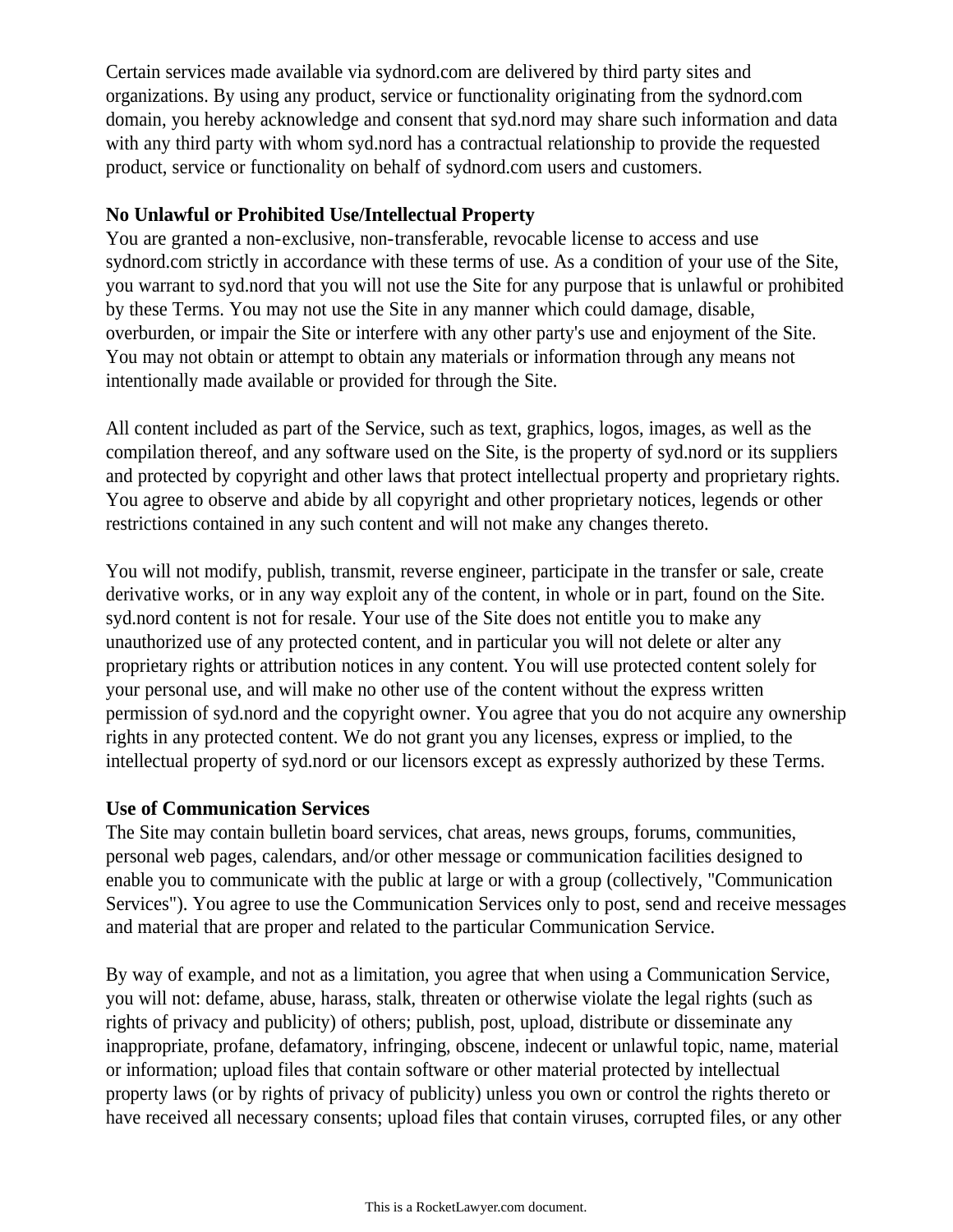Certain services made available via sydnord.com are delivered by third party sites and organizations. By using any product, service or functionality originating from the sydnord.com domain, you hereby acknowledge and consent that syd.nord may share such information and data with any third party with whom syd.nord has a contractual relationship to provide the requested product, service or functionality on behalf of sydnord.com users and customers.

**No Unlawful or Prohibited Use/Intellectual Property**
You are granted a non-exclusive, non-transferable, revocable license to access and use sydnord.com strictly in accordance with these terms of use. As a condition of your use of the Site, you warrant to syd.nord that you will not use the Site for any purpose that is unlawful or prohibited by these Terms. You may not use the Site in any manner which could damage, disable, overburden, or impair the Site or interfere with any other party's use and enjoyment of the Site. You may not obtain or attempt to obtain any materials or information through any means not intentionally made available or provided for through the Site.

All content included as part of the Service, such as text, graphics, logos, images, as well as the compilation thereof, and any software used on the Site, is the property of syd.nord or its suppliers and protected by copyright and other laws that protect intellectual property and proprietary rights. You agree to observe and abide by all copyright and other proprietary notices, legends or other restrictions contained in any such content and will not make any changes thereto.

You will not modify, publish, transmit, reverse engineer, participate in the transfer or sale, create derivative works, or in any way exploit any of the content, in whole or in part, found on the Site. syd.nord content is not for resale. Your use of the Site does not entitle you to make any unauthorized use of any protected content, and in particular you will not delete or alter any proprietary rights or attribution notices in any content. You will use protected content solely for your personal use, and will make no other use of the content without the express written permission of syd.nord and the copyright owner. You agree that you do not acquire any ownership rights in any protected content. We do not grant you any licenses, express or implied, to the intellectual property of syd.nord or our licensors except as expressly authorized by these Terms.

**Use of Communication Services**
The Site may contain bulletin board services, chat areas, news groups, forums, communities, personal web pages, calendars, and/or other message or communication facilities designed to enable you to communicate with the public at large or with a group (collectively, "Communication Services"). You agree to use the Communication Services only to post, send and receive messages and material that are proper and related to the particular Communication Service.

By way of example, and not as a limitation, you agree that when using a Communication Service, you will not: defame, abuse, harass, stalk, threaten or otherwise violate the legal rights (such as rights of privacy and publicity) of others; publish, post, upload, distribute or disseminate any inappropriate, profane, defamatory, infringing, obscene, indecent or unlawful topic, name, material or information; upload files that contain software or other material protected by intellectual property laws (or by rights of privacy of publicity) unless you own or control the rights thereto or have received all necessary consents; upload files that contain viruses, corrupted files, or any other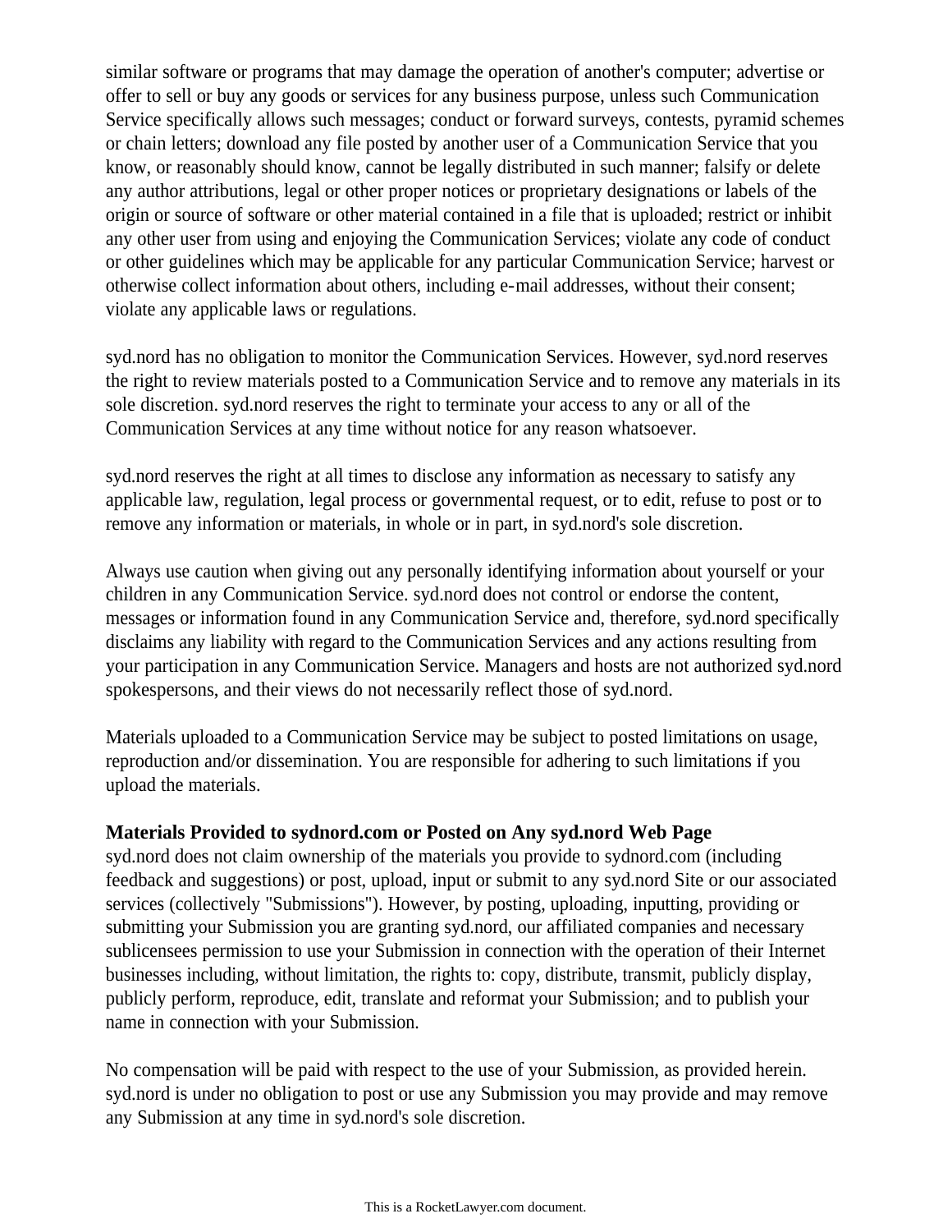similar software or programs that may damage the operation of another's computer; advertise or offer to sell or buy any goods or services for any business purpose, unless such Communication Service specifically allows such messages; conduct or forward surveys, contests, pyramid schemes or chain letters; download any file posted by another user of a Communication Service that you know, or reasonably should know, cannot be legally distributed in such manner; falsify or delete any author attributions, legal or other proper notices or proprietary designations or labels of the origin or source of software or other material contained in a file that is uploaded; restrict or inhibit any other user from using and enjoying the Communication Services; violate any code of conduct or other guidelines which may be applicable for any particular Communication Service; harvest or otherwise collect information about others, including e-mail addresses, without their consent; violate any applicable laws or regulations.

syd.nord has no obligation to monitor the Communication Services. However, syd.nord reserves the right to review materials posted to a Communication Service and to remove any materials in its sole discretion. syd.nord reserves the right to terminate your access to any or all of the Communication Services at any time without notice for any reason whatsoever.

syd.nord reserves the right at all times to disclose any information as necessary to satisfy any applicable law, regulation, legal process or governmental request, or to edit, refuse to post or to remove any information or materials, in whole or in part, in syd.nord's sole discretion.

Always use caution when giving out any personally identifying information about yourself or your children in any Communication Service. syd.nord does not control or endorse the content, messages or information found in any Communication Service and, therefore, syd.nord specifically disclaims any liability with regard to the Communication Services and any actions resulting from your participation in any Communication Service. Managers and hosts are not authorized syd.nord spokespersons, and their views do not necessarily reflect those of syd.nord.

Materials uploaded to a Communication Service may be subject to posted limitations on usage, reproduction and/or dissemination. You are responsible for adhering to such limitations if you upload the materials.

**Materials Provided to sydnord.com or Posted on Any syd.nord Web Page**

syd.nord does not claim ownership of the materials you provide to sydnord.com (including feedback and suggestions) or post, upload, input or submit to any syd.nord Site or our associated services (collectively "Submissions"). However, by posting, uploading, inputting, providing or submitting your Submission you are granting syd.nord, our affiliated companies and necessary sublicensees permission to use your Submission in connection with the operation of their Internet businesses including, without limitation, the rights to: copy, distribute, transmit, publicly display, publicly perform, reproduce, edit, translate and reformat your Submission; and to publish your name in connection with your Submission.

No compensation will be paid with respect to the use of your Submission, as provided herein. syd.nord is under no obligation to post or use any Submission you may provide and may remove any Submission at any time in syd.nord's sole discretion.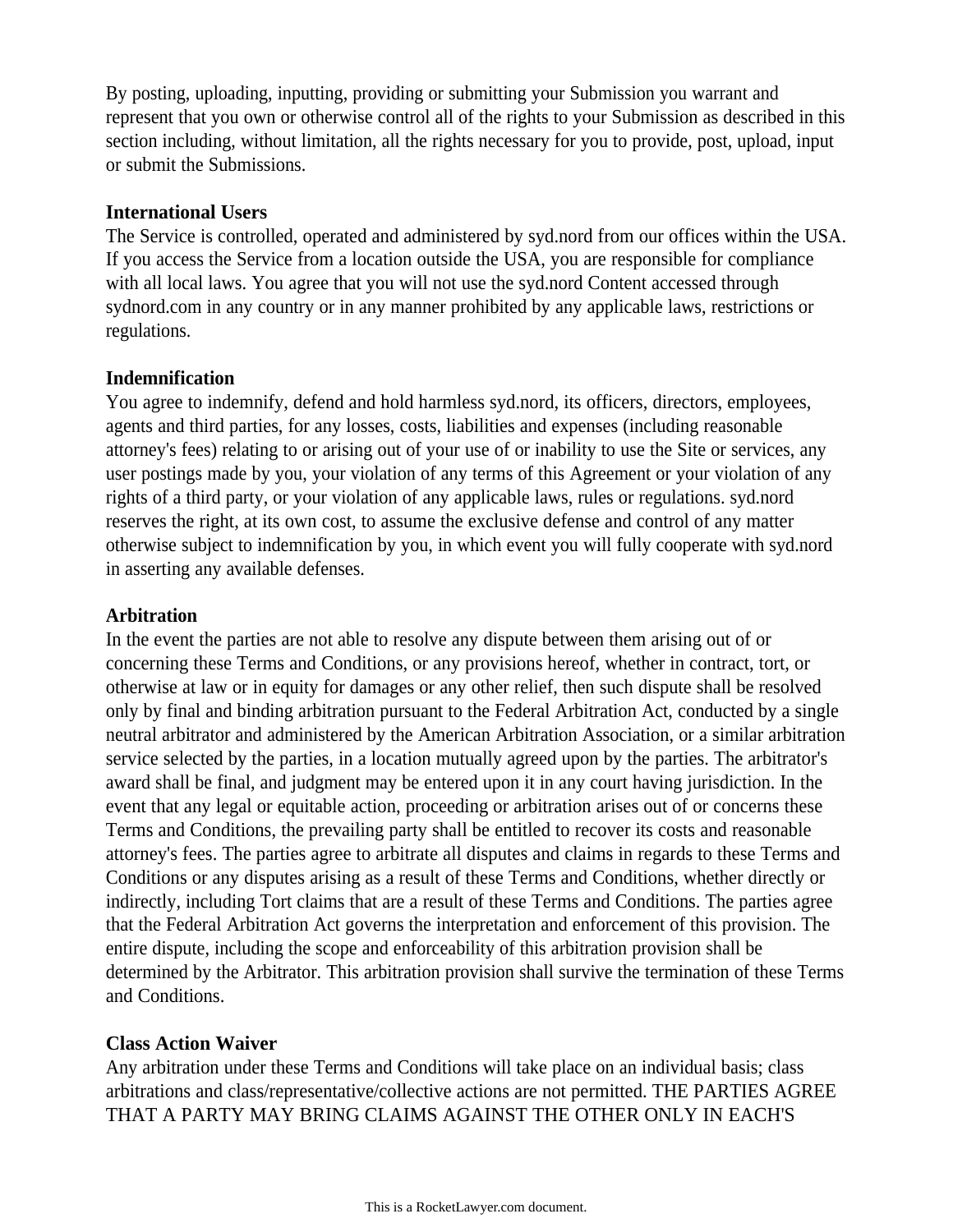By posting, uploading, inputting, providing or submitting your Submission you warrant and represent that you own or otherwise control all of the rights to your Submission as described in this section including, without limitation, all the rights necessary for you to provide, post, upload, input or submit the Submissions.

**International Users**
The Service is controlled, operated and administered by syd.nord from our offices within the USA. If you access the Service from a location outside the USA, you are responsible for compliance with all local laws. You agree that you will not use the syd.nord Content accessed through sydnord.com in any country or in any manner prohibited by any applicable laws, restrictions or regulations.

**Indemnification**
You agree to indemnify, defend and hold harmless syd.nord, its officers, directors, employees, agents and third parties, for any losses, costs, liabilities and expenses (including reasonable attorney's fees) relating to or arising out of your use of or inability to use the Site or services, any user postings made by you, your violation of any terms of this Agreement or your violation of any rights of a third party, or your violation of any applicable laws, rules or regulations. syd.nord reserves the right, at its own cost, to assume the exclusive defense and control of any matter otherwise subject to indemnification by you, in which event you will fully cooperate with syd.nord in asserting any available defenses.

**Arbitration**
In the event the parties are not able to resolve any dispute between them arising out of or concerning these Terms and Conditions, or any provisions hereof, whether in contract, tort, or otherwise at law or in equity for damages or any other relief, then such dispute shall be resolved only by final and binding arbitration pursuant to the Federal Arbitration Act, conducted by a single neutral arbitrator and administered by the American Arbitration Association, or a similar arbitration service selected by the parties, in a location mutually agreed upon by the parties. The arbitrator's award shall be final, and judgment may be entered upon it in any court having jurisdiction. In the event that any legal or equitable action, proceeding or arbitration arises out of or concerns these Terms and Conditions, the prevailing party shall be entitled to recover its costs and reasonable attorney's fees. The parties agree to arbitrate all disputes and claims in regards to these Terms and Conditions or any disputes arising as a result of these Terms and Conditions, whether directly or indirectly, including Tort claims that are a result of these Terms and Conditions. The parties agree that the Federal Arbitration Act governs the interpretation and enforcement of this provision. The entire dispute, including the scope and enforceability of this arbitration provision shall be determined by the Arbitrator. This arbitration provision shall survive the termination of these Terms and Conditions.

**Class Action Waiver**
Any arbitration under these Terms and Conditions will take place on an individual basis; class arbitrations and class/representative/collective actions are not permitted. THE PARTIES AGREE THAT A PARTY MAY BRING CLAIMS AGAINST THE OTHER ONLY IN EACH'S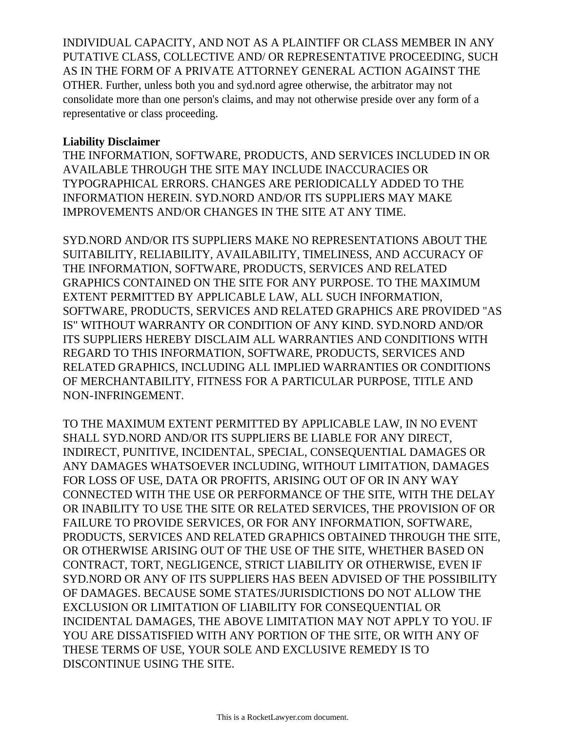INDIVIDUAL CAPACITY, AND NOT AS A PLAINTIFF OR CLASS MEMBER IN ANY PUTATIVE CLASS, COLLECTIVE AND/ OR REPRESENTATIVE PROCEEDING, SUCH AS IN THE FORM OF A PRIVATE ATTORNEY GENERAL ACTION AGAINST THE OTHER. Further, unless both you and syd.nord agree otherwise, the arbitrator may not consolidate more than one person's claims, and may not otherwise preside over any form of a representative or class proceeding.

**Liability Disclaimer**

THE INFORMATION, SOFTWARE, PRODUCTS, AND SERVICES INCLUDED IN OR AVAILABLE THROUGH THE SITE MAY INCLUDE INACCURACIES OR TYPOGRAPHICAL ERRORS. CHANGES ARE PERIODICALLY ADDED TO THE INFORMATION HEREIN. SYD.NORD AND/OR ITS SUPPLIERS MAY MAKE IMPROVEMENTS AND/OR CHANGES IN THE SITE AT ANY TIME.

SYD.NORD AND/OR ITS SUPPLIERS MAKE NO REPRESENTATIONS ABOUT THE SUITABILITY, RELIABILITY, AVAILABILITY, TIMELINESS, AND ACCURACY OF THE INFORMATION, SOFTWARE, PRODUCTS, SERVICES AND RELATED GRAPHICS CONTAINED ON THE SITE FOR ANY PURPOSE. TO THE MAXIMUM EXTENT PERMITTED BY APPLICABLE LAW, ALL SUCH INFORMATION, SOFTWARE, PRODUCTS, SERVICES AND RELATED GRAPHICS ARE PROVIDED "AS IS" WITHOUT WARRANTY OR CONDITION OF ANY KIND. SYD.NORD AND/OR ITS SUPPLIERS HEREBY DISCLAIM ALL WARRANTIES AND CONDITIONS WITH REGARD TO THIS INFORMATION, SOFTWARE, PRODUCTS, SERVICES AND RELATED GRAPHICS, INCLUDING ALL IMPLIED WARRANTIES OR CONDITIONS OF MERCHANTABILITY, FITNESS FOR A PARTICULAR PURPOSE, TITLE AND NON-INFRINGEMENT.

TO THE MAXIMUM EXTENT PERMITTED BY APPLICABLE LAW, IN NO EVENT SHALL SYD.NORD AND/OR ITS SUPPLIERS BE LIABLE FOR ANY DIRECT, INDIRECT, PUNITIVE, INCIDENTAL, SPECIAL, CONSEQUENTIAL DAMAGES OR ANY DAMAGES WHATSOEVER INCLUDING, WITHOUT LIMITATION, DAMAGES FOR LOSS OF USE, DATA OR PROFITS, ARISING OUT OF OR IN ANY WAY CONNECTED WITH THE USE OR PERFORMANCE OF THE SITE, WITH THE DELAY OR INABILITY TO USE THE SITE OR RELATED SERVICES, THE PROVISION OF OR FAILURE TO PROVIDE SERVICES, OR FOR ANY INFORMATION, SOFTWARE, PRODUCTS, SERVICES AND RELATED GRAPHICS OBTAINED THROUGH THE SITE, OR OTHERWISE ARISING OUT OF THE USE OF THE SITE, WHETHER BASED ON CONTRACT, TORT, NEGLIGENCE, STRICT LIABILITY OR OTHERWISE, EVEN IF SYD.NORD OR ANY OF ITS SUPPLIERS HAS BEEN ADVISED OF THE POSSIBILITY OF DAMAGES. BECAUSE SOME STATES/JURISDICTIONS DO NOT ALLOW THE EXCLUSION OR LIMITATION OF LIABILITY FOR CONSEQUENTIAL OR INCIDENTAL DAMAGES, THE ABOVE LIMITATION MAY NOT APPLY TO YOU. IF YOU ARE DISSATISFIED WITH ANY PORTION OF THE SITE, OR WITH ANY OF THESE TERMS OF USE, YOUR SOLE AND EXCLUSIVE REMEDY IS TO DISCONTINUE USING THE SITE.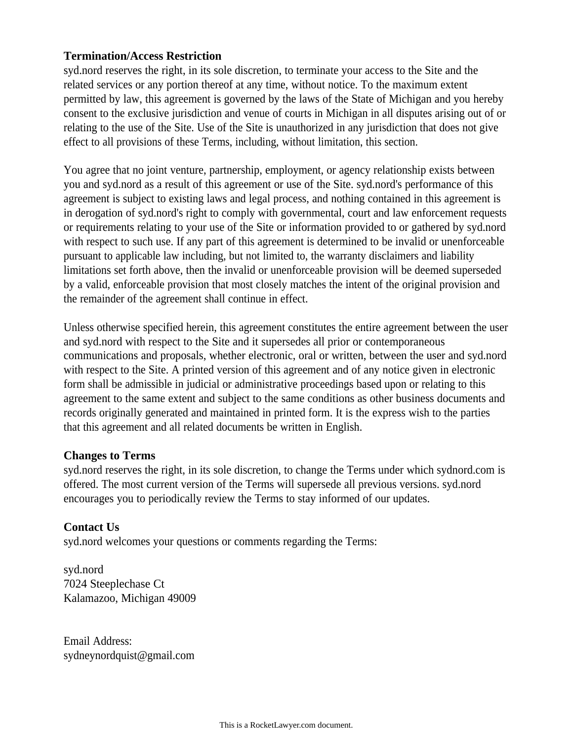**Termination/Access Restriction**

syd.nord reserves the right, in its sole discretion, to terminate your access to the Site and the related services or any portion thereof at any time, without notice. To the maximum extent permitted by law, this agreement is governed by the laws of the State of Michigan and you hereby consent to the exclusive jurisdiction and venue of courts in Michigan in all disputes arising out of or relating to the use of the Site. Use of the Site is unauthorized in any jurisdiction that does not give effect to all provisions of these Terms, including, without limitation, this section.

You agree that no joint venture, partnership, employment, or agency relationship exists between you and syd.nord as a result of this agreement or use of the Site. syd.nord's performance of this agreement is subject to existing laws and legal process, and nothing contained in this agreement is in derogation of syd.nord's right to comply with governmental, court and law enforcement requests or requirements relating to your use of the Site or information provided to or gathered by syd.nord with respect to such use. If any part of this agreement is determined to be invalid or unenforceable pursuant to applicable law including, but not limited to, the warranty disclaimers and liability limitations set forth above, then the invalid or unenforceable provision will be deemed superseded by a valid, enforceable provision that most closely matches the intent of the original provision and the remainder of the agreement shall continue in effect.

Unless otherwise specified herein, this agreement constitutes the entire agreement between the user and syd.nord with respect to the Site and it supersedes all prior or contemporaneous communications and proposals, whether electronic, oral or written, between the user and syd.nord with respect to the Site. A printed version of this agreement and of any notice given in electronic form shall be admissible in judicial or administrative proceedings based upon or relating to this agreement to the same extent and subject to the same conditions as other business documents and records originally generated and maintained in printed form. It is the express wish to the parties that this agreement and all related documents be written in English.

**Changes to Terms**

syd.nord reserves the right, in its sole discretion, to change the Terms under which sydnord.com is offered. The most current version of the Terms will supersede all previous versions. syd.nord encourages you to periodically review the Terms to stay informed of our updates.

**Contact Us**

syd.nord welcomes your questions or comments regarding the Terms:

syd.nord
7024 Steeplechase Ct
Kalamazoo, Michigan 49009

Email Address:
sydneynordquist@gmail.com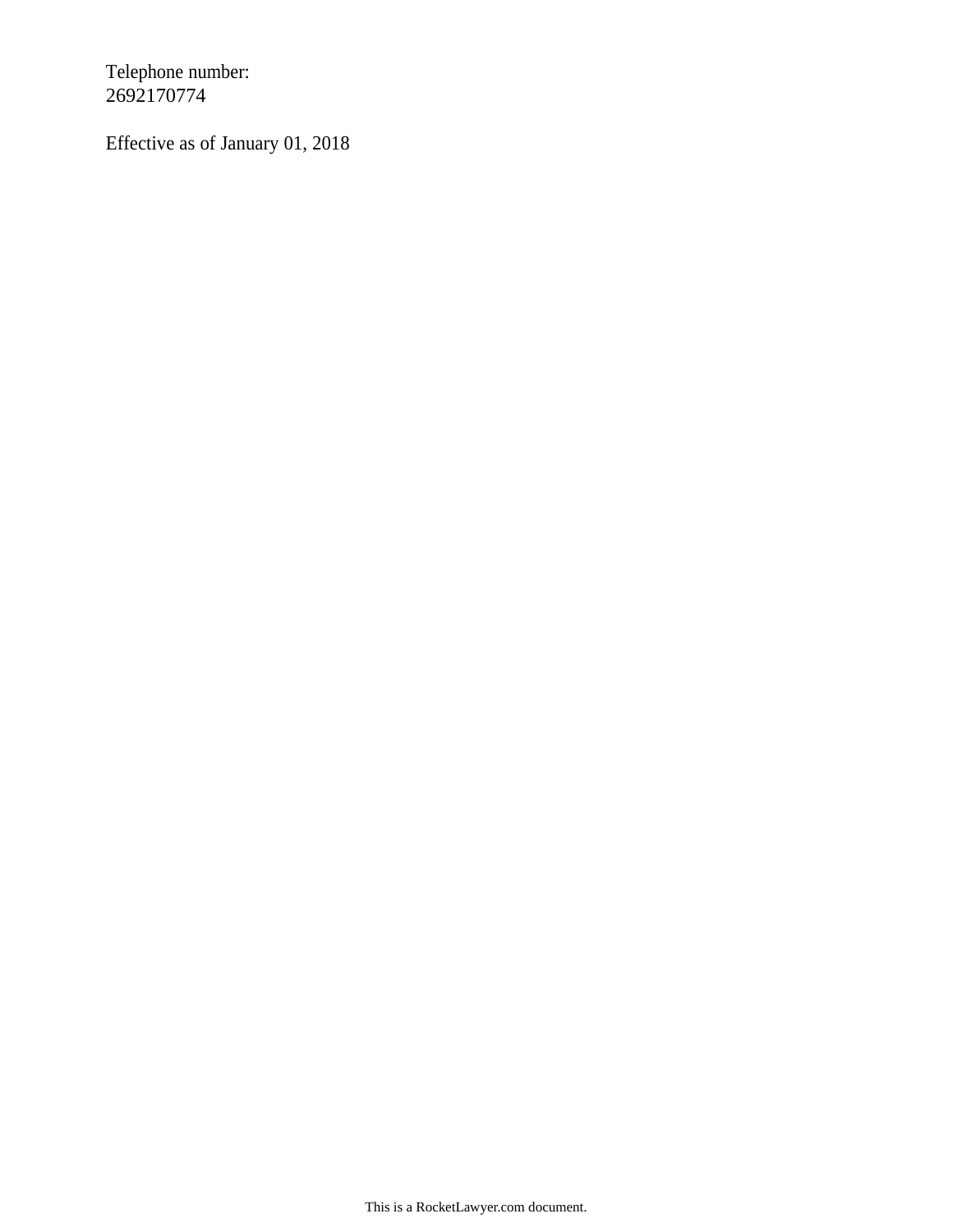Telephone number:
2692170774

Effective as of January 01, 2018

This is a RocketLawyer.com document.